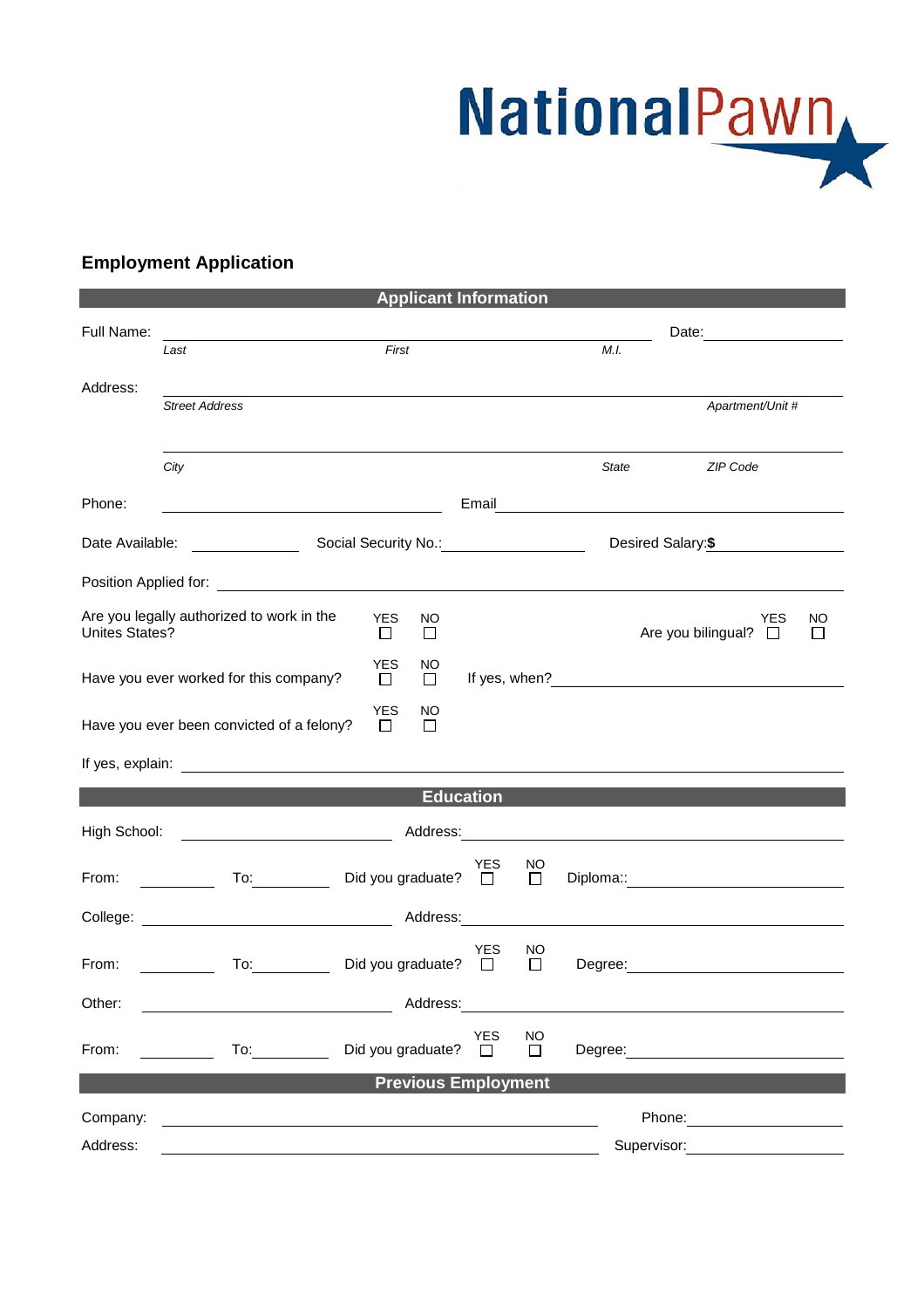NationalPawn

## Employment Application

### Applicant Information

Full Name: ______________________________________________ Date: ____________

*Last* *First* *M.I.*

Address: ______________________________________________

*Street Address* *Apartment/Unit #*

______________________________________________

*City* *State* *ZIP Code*

Phone: ____________________ Email ____________________

Date Available: __________ Social Security No.: __________ Desired Salary: **$** __________

Position Applied for: ______________________________________________

Are you legally authorized to work in the Unites States? YES ☐ NO ☐ Are you bilingual? YES ☐ NO ☐

Have you ever worked for this company? YES ☐ NO ☐ If yes, when? ____________________

Have you ever been convicted of a felony? YES ☐ NO ☐

If yes, explain: ______________________________________________

### Education

High School: ____________________ Address: ____________________

From: __________ To: __________ Did you graduate? YES ☐ NO ☐ Diploma:: ____________________

College: ____________________ Address: ____________________

From: __________ To: __________ Did you graduate? YES ☐ NO ☐ Degree: ____________________

Other: ____________________ Address: ____________________

From: __________ To: __________ Did you graduate? YES ☐ NO ☐ Degree: ____________________

### Previous Employment

Company: ______________________________________________ Phone: ____________

Address: ______________________________________________ Supervisor: ____________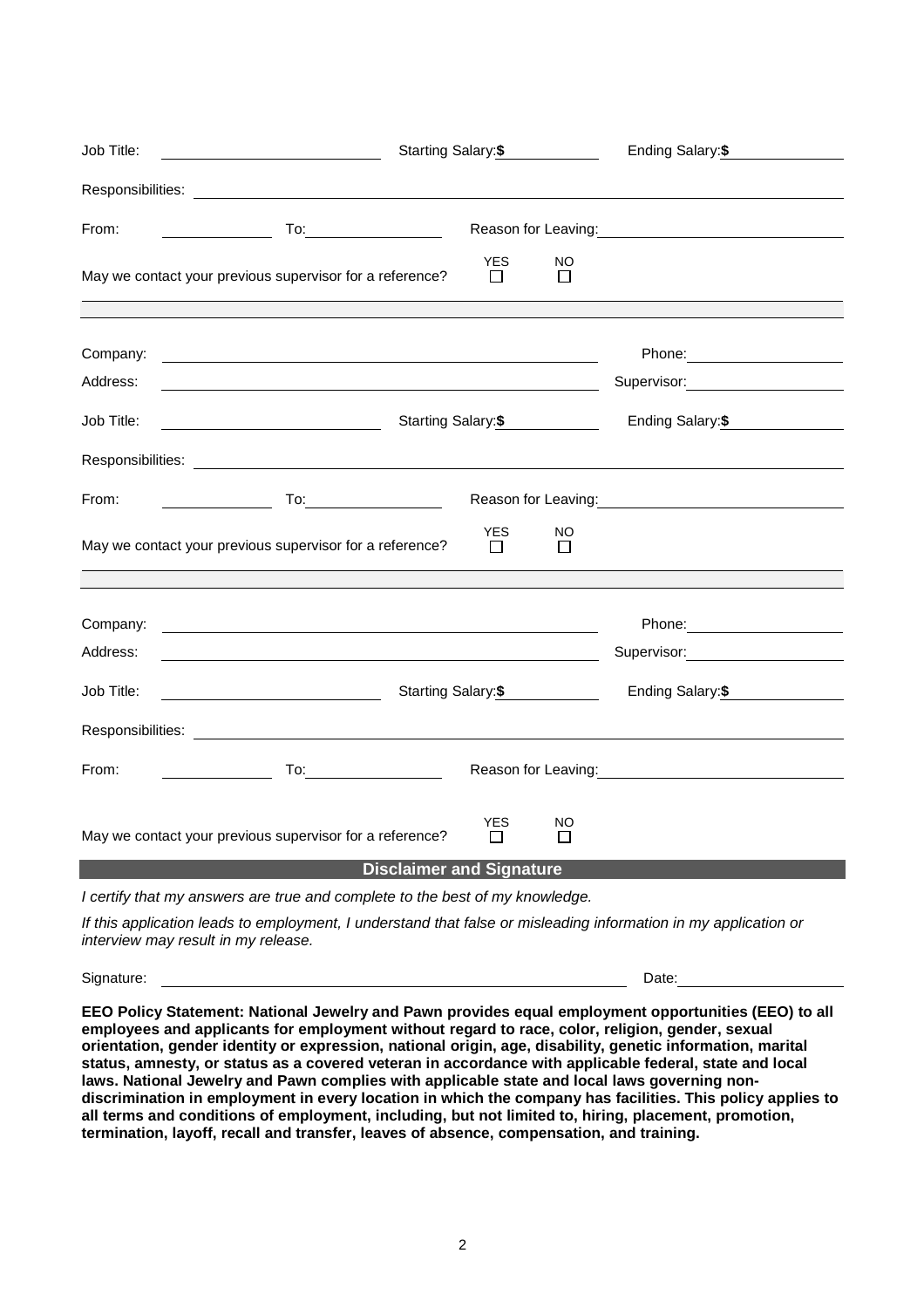Job Title: ______________________ Starting Salary: $__________ Ending Salary: $__________

Responsibilities: ______________________________________________________________

From: __________ To: __________ Reason for Leaving: ______________________

May we contact your previous supervisor for a reference? YES ☐ NO ☐

---

Company: ______________________________________ Phone: ______________

Address: ______________________________________ Supervisor: ______________

Job Title: ______________________ Starting Salary: $__________ Ending Salary: $__________

Responsibilities: ______________________________________________________________

From: __________ To: __________ Reason for Leaving: ______________________

May we contact your previous supervisor for a reference? YES ☐ NO ☐

---

Company: ______________________________________ Phone: ______________

Address: ______________________________________ Supervisor: ______________

Job Title: ______________________ Starting Salary: $__________ Ending Salary: $__________

Responsibilities: ______________________________________________________________

From: __________ To: __________ Reason for Leaving: ______________________

May we contact your previous supervisor for a reference? YES ☐ NO ☐

## Disclaimer and Signature

*I certify that my answers are true and complete to the best of my knowledge.*

*If this application leads to employment, I understand that false or misleading information in my application or interview may result in my release.*

Signature: ______________________________________ Date: ______________

**EEO Policy Statement: National Jewelry and Pawn provides equal employment opportunities (EEO) to all employees and applicants for employment without regard to race, color, religion, gender, sexual orientation, gender identity or expression, national origin, age, disability, genetic information, marital status, amnesty, or status as a covered veteran in accordance with applicable federal, state and local laws. National Jewelry and Pawn complies with applicable state and local laws governing non-discrimination in employment in every location in which the company has facilities. This policy applies to all terms and conditions of employment, including, but not limited to, hiring, placement, promotion, termination, layoff, recall and transfer, leaves of absence, compensation, and training.**